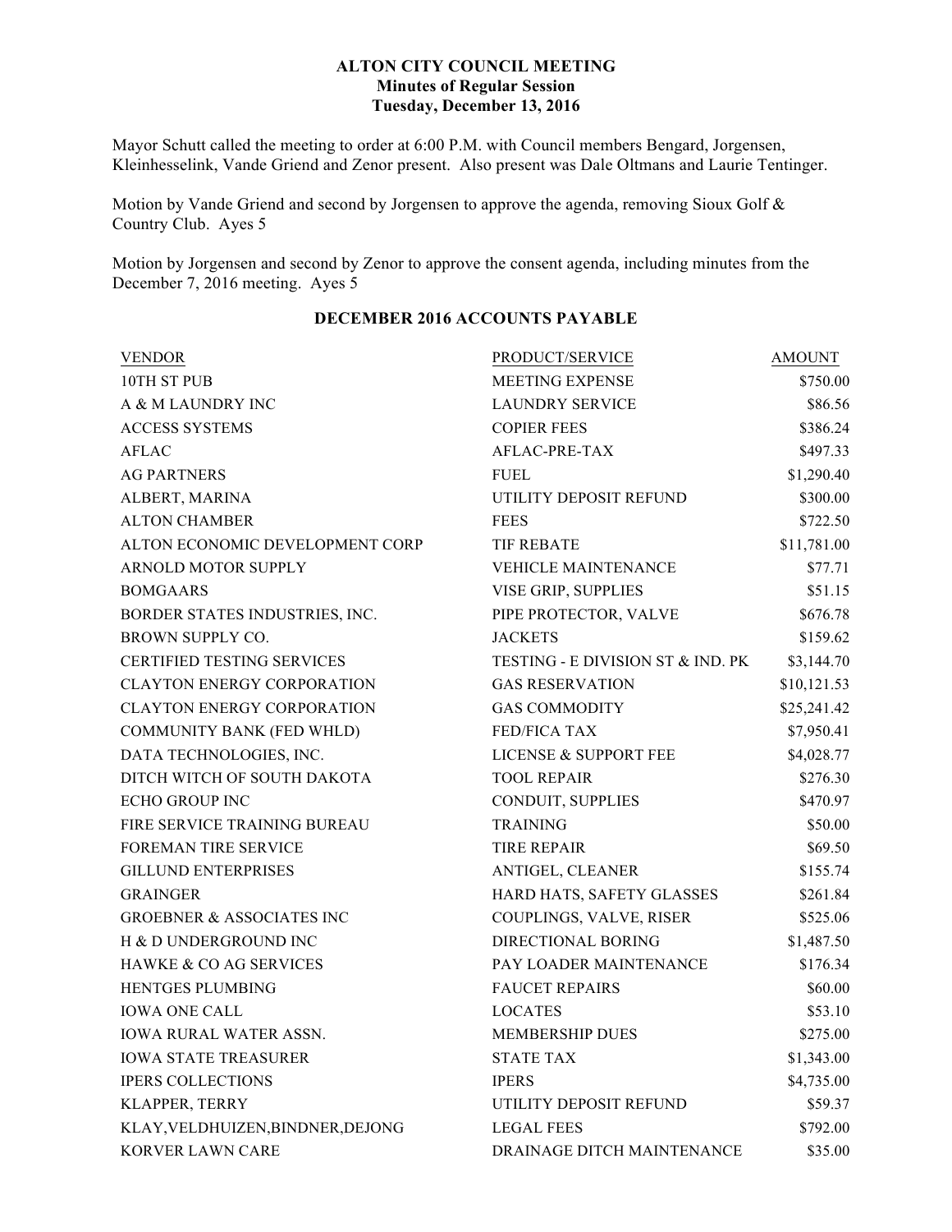# ALTON CITY COUNCIL MEETING
## Minutes of Regular Session
### Tuesday, December 13, 2016

Mayor Schutt called the meeting to order at 6:00 P.M. with Council members Bengard, Jorgensen, Kleinhesselink, Vande Griend and Zenor present. Also present was Dale Oltmans and Laurie Tentinger.

Motion by Vande Griend and second by Jorgensen to approve the agenda, removing Sioux Golf & Country Club. Ayes 5

Motion by Jorgensen and second by Zenor to approve the consent agenda, including minutes from the December 7, 2016 meeting. Ayes 5

**DECEMBER 2016 ACCOUNTS PAYABLE**

| VENDOR | PRODUCT/SERVICE | AMOUNT |
|---|---|---|
| 10TH ST PUB | MEETING EXPENSE | $750.00 |
| A & M LAUNDRY INC | LAUNDRY SERVICE | $86.56 |
| ACCESS SYSTEMS | COPIER FEES | $386.24 |
| AFLAC | AFLAC-PRE-TAX | $497.33 |
| AG PARTNERS | FUEL | $1,290.40 |
| ALBERT, MARINA | UTILITY DEPOSIT REFUND | $300.00 |
| ALTON CHAMBER | FEES | $722.50 |
| ALTON ECONOMIC DEVELOPMENT CORP | TIF REBATE | $11,781.00 |
| ARNOLD MOTOR SUPPLY | VEHICLE MAINTENANCE | $77.71 |
| BOMGAARS | VISE GRIP, SUPPLIES | $51.15 |
| BORDER STATES INDUSTRIES, INC. | PIPE PROTECTOR, VALVE | $676.78 |
| BROWN SUPPLY CO. | JACKETS | $159.62 |
| CERTIFIED TESTING SERVICES | TESTING - E DIVISION ST & IND. PK | $3,144.70 |
| CLAYTON ENERGY CORPORATION | GAS RESERVATION | $10,121.53 |
| CLAYTON ENERGY CORPORATION | GAS COMMODITY | $25,241.42 |
| COMMUNITY BANK (FED WHLD) | FED/FICA TAX | $7,950.41 |
| DATA TECHNOLOGIES, INC. | LICENSE & SUPPORT FEE | $4,028.77 |
| DITCH WITCH OF SOUTH DAKOTA | TOOL REPAIR | $276.30 |
| ECHO GROUP INC | CONDUIT, SUPPLIES | $470.97 |
| FIRE SERVICE TRAINING BUREAU | TRAINING | $50.00 |
| FOREMAN TIRE SERVICE | TIRE REPAIR | $69.50 |
| GILLUND ENTERPRISES | ANTIGEL, CLEANER | $155.74 |
| GRAINGER | HARD HATS, SAFETY GLASSES | $261.84 |
| GROEBNER & ASSOCIATES INC | COUPLINGS, VALVE, RISER | $525.06 |
| H & D UNDERGROUND INC | DIRECTIONAL BORING | $1,487.50 |
| HAWKE & CO AG SERVICES | PAY LOADER MAINTENANCE | $176.34 |
| HENTGES PLUMBING | FAUCET REPAIRS | $60.00 |
| IOWA ONE CALL | LOCATES | $53.10 |
| IOWA RURAL WATER ASSN. | MEMBERSHIP DUES | $275.00 |
| IOWA STATE TREASURER | STATE TAX | $1,343.00 |
| IPERS COLLECTIONS | IPERS | $4,735.00 |
| KLAPPER, TERRY | UTILITY DEPOSIT REFUND | $59.37 |
| KLAY,VELDHUIZEN,BINDNER,DEJONG | LEGAL FEES | $792.00 |
| KORVER LAWN CARE | DRAINAGE DITCH MAINTENANCE | $35.00 |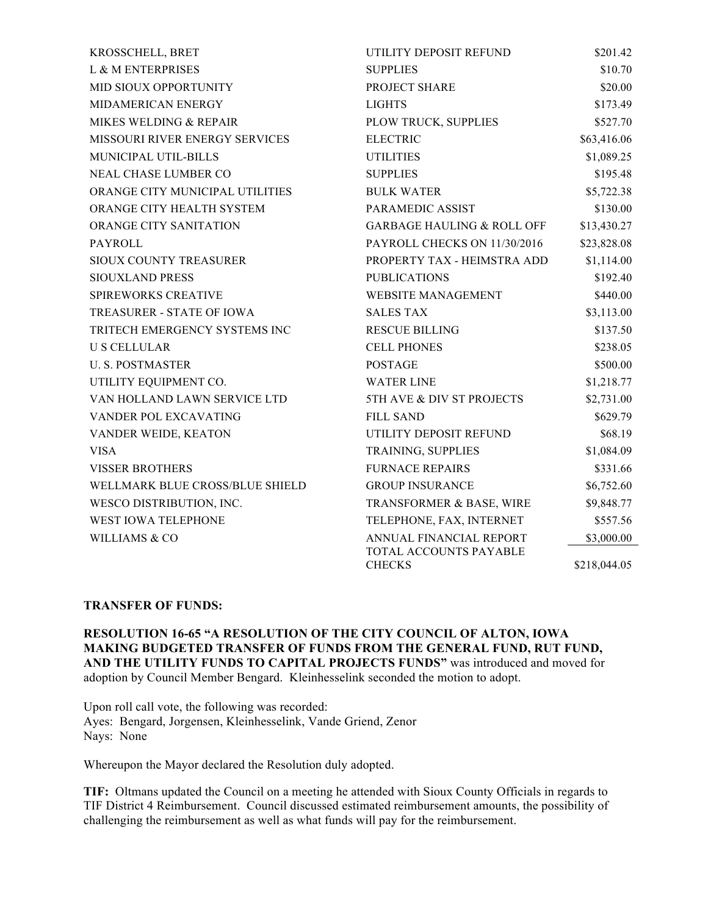| | | |
|---|---|---|
| KROSSCHELL, BRET | UTILITY DEPOSIT REFUND | $201.42 |
| L & M ENTERPRISES | SUPPLIES | $10.70 |
| MID SIOUX OPPORTUNITY | PROJECT SHARE | $20.00 |
| MIDAMERICAN ENERGY | LIGHTS | $173.49 |
| MIKES WELDING & REPAIR | PLOW TRUCK, SUPPLIES | $527.70 |
| MISSOURI RIVER ENERGY SERVICES | ELECTRIC | $63,416.06 |
| MUNICIPAL UTIL-BILLS | UTILITIES | $1,089.25 |
| NEAL CHASE LUMBER CO | SUPPLIES | $195.48 |
| ORANGE CITY MUNICIPAL UTILITIES | BULK WATER | $5,722.38 |
| ORANGE CITY HEALTH SYSTEM | PARAMEDIC ASSIST | $130.00 |
| ORANGE CITY SANITATION | GARBAGE HAULING & ROLL OFF | $13,430.27 |
| PAYROLL | PAYROLL CHECKS ON 11/30/2016 | $23,828.08 |
| SIOUX COUNTY TREASURER | PROPERTY TAX - HEIMSTRA ADD | $1,114.00 |
| SIOUXLAND PRESS | PUBLICATIONS | $192.40 |
| SPIREWORKS CREATIVE | WEBSITE MANAGEMENT | $440.00 |
| TREASURER - STATE OF IOWA | SALES TAX | $3,113.00 |
| TRITECH EMERGENCY SYSTEMS INC | RESCUE BILLING | $137.50 |
| U S CELLULAR | CELL PHONES | $238.05 |
| U. S. POSTMASTER | POSTAGE | $500.00 |
| UTILITY EQUIPMENT CO. | WATER LINE | $1,218.77 |
| VAN HOLLAND LAWN SERVICE LTD | 5TH AVE & DIV ST PROJECTS | $2,731.00 |
| VANDER POL EXCAVATING | FILL SAND | $629.79 |
| VANDER WEIDE, KEATON | UTILITY DEPOSIT REFUND | $68.19 |
| VISA | TRAINING, SUPPLIES | $1,084.09 |
| VISSER BROTHERS | FURNACE REPAIRS | $331.66 |
| WELLMARK BLUE CROSS/BLUE SHIELD | GROUP INSURANCE | $6,752.60 |
| WESCO DISTRIBUTION, INC. | TRANSFORMER & BASE, WIRE | $9,848.77 |
| WEST IOWA TELEPHONE | TELEPHONE, FAX, INTERNET | $557.56 |
| WILLIAMS & CO | ANNUAL FINANCIAL REPORT | $3,000.00 |
| | TOTAL ACCOUNTS PAYABLE CHECKS | $218,044.05 |

**TRANSFER OF FUNDS:**

**RESOLUTION 16-65 "A RESOLUTION OF THE CITY COUNCIL OF ALTON, IOWA MAKING BUDGETED TRANSFER OF FUNDS FROM THE GENERAL FUND, RUT FUND, AND THE UTILITY FUNDS TO CAPITAL PROJECTS FUNDS"** was introduced and moved for adoption by Council Member Bengard. Kleinhesselink seconded the motion to adopt.

Upon roll call vote, the following was recorded:
Ayes: Bengard, Jorgensen, Kleinhesselink, Vande Griend, Zenor
Nays: None

Whereupon the Mayor declared the Resolution duly adopted.

**TIF:** Oltmans updated the Council on a meeting he attended with Sioux County Officials in regards to TIF District 4 Reimbursement. Council discussed estimated reimbursement amounts, the possibility of challenging the reimbursement as well as what funds will pay for the reimbursement.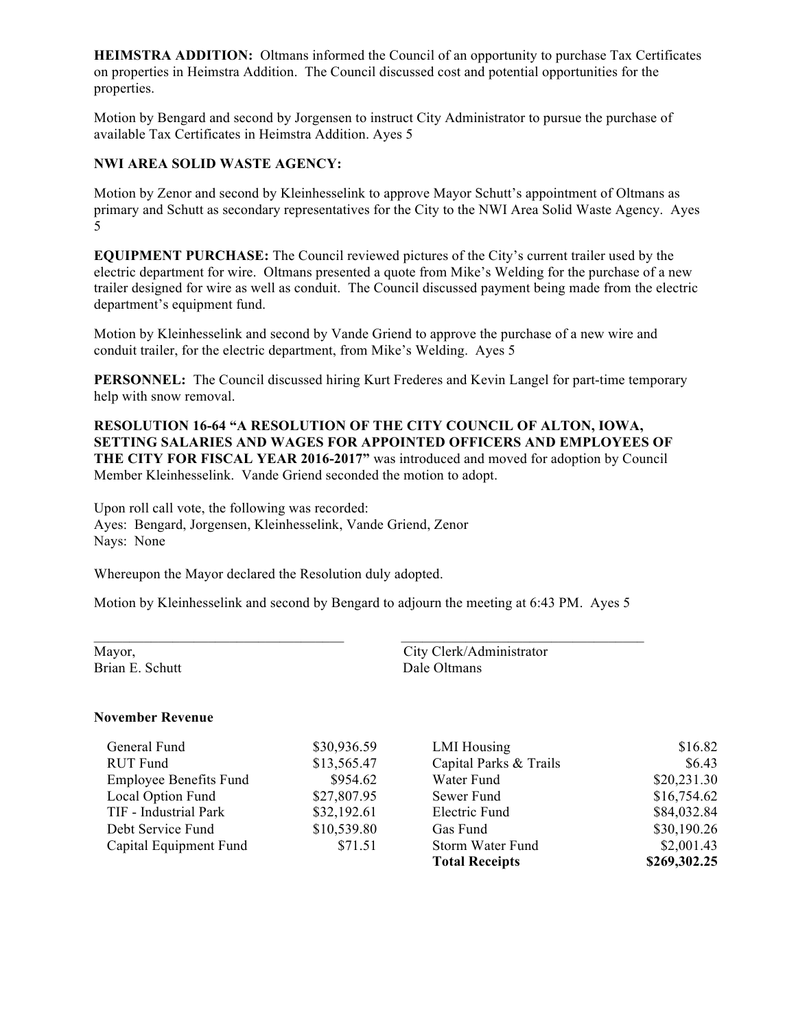**HEIMSTRA ADDITION:** Oltmans informed the Council of an opportunity to purchase Tax Certificates on properties in Heimstra Addition. The Council discussed cost and potential opportunities for the properties.

Motion by Bengard and second by Jorgensen to instruct City Administrator to pursue the purchase of available Tax Certificates in Heimstra Addition. Ayes 5

**NWI AREA SOLID WASTE AGENCY:**

Motion by Zenor and second by Kleinhesselink to approve Mayor Schutt's appointment of Oltmans as primary and Schutt as secondary representatives for the City to the NWI Area Solid Waste Agency. Ayes 5

**EQUIPMENT PURCHASE:** The Council reviewed pictures of the City's current trailer used by the electric department for wire. Oltmans presented a quote from Mike's Welding for the purchase of a new trailer designed for wire as well as conduit. The Council discussed payment being made from the electric department's equipment fund.

Motion by Kleinhesselink and second by Vande Griend to approve the purchase of a new wire and conduit trailer, for the electric department, from Mike's Welding. Ayes 5

**PERSONNEL:** The Council discussed hiring Kurt Frederes and Kevin Langel for part-time temporary help with snow removal.

**RESOLUTION 16-64 "A RESOLUTION OF THE CITY COUNCIL OF ALTON, IOWA, SETTING SALARIES AND WAGES FOR APPOINTED OFFICERS AND EMPLOYEES OF THE CITY FOR FISCAL YEAR 2016-2017"** was introduced and moved for adoption by Council Member Kleinhesselink. Vande Griend seconded the motion to adopt.

Upon roll call vote, the following was recorded:
Ayes: Bengard, Jorgensen, Kleinhesselink, Vande Griend, Zenor
Nays: None

Whereupon the Mayor declared the Resolution duly adopted.

Motion by Kleinhesselink and second by Bengard to adjourn the meeting at 6:43 PM. Ayes 5

\_\_\_\_\_\_\_\_\_\_\_\_\_\_\_\_\_\_\_\_\_\_\_\_\_\_\_\_\_\_\_\_\_\_\_\_ \_\_\_\_\_\_\_\_\_\_\_\_\_\_\_\_\_\_\_\_\_\_\_\_\_\_\_\_\_\_\_\_\_\_\_\_

Mayor, Brian E. Schutt

City Clerk/Administrator Dale Oltmans

**November Revenue**

| | | | |
|---|---|---|---|
| General Fund | $30,936.59 | LMI Housing | $16.82 |
| RUT Fund | $13,565.47 | Capital Parks & Trails | $6.43 |
| Employee Benefits Fund | $954.62 | Water Fund | $20,231.30 |
| Local Option Fund | $27,807.95 | Sewer Fund | $16,754.62 |
| TIF - Industrial Park | $32,192.61 | Electric Fund | $84,032.84 |
| Debt Service Fund | $10,539.80 | Gas Fund | $30,190.26 |
| Capital Equipment Fund | $71.51 | Storm Water Fund | $2,001.43 |
| | | **Total Receipts** | **$269,302.25** |